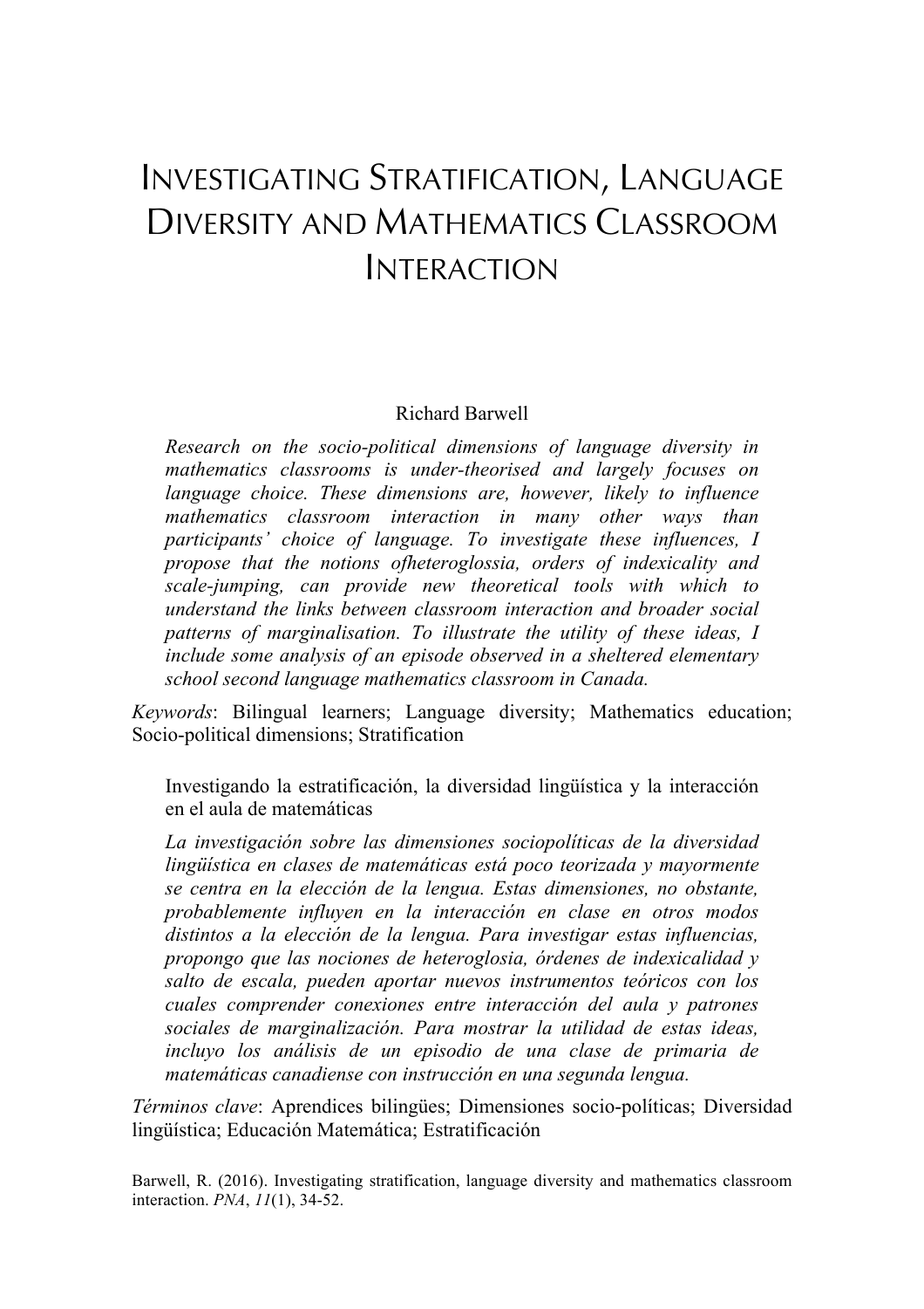# Investigating Stratification, Language Diversity and Mathematics Classroom Interaction

Richard Barwell

*Research on the socio-political dimensions of language diversity in mathematics classrooms is under-theorised and largely focuses on language choice. These dimensions are, however, likely to influence mathematics classroom interaction in many other ways than participants' choice of language. To investigate these influences, I propose that the notions ofheteroglossia, orders of indexicality and scale-jumping, can provide new theoretical tools with which to understand the links between classroom interaction and broader social patterns of marginalisation. To illustrate the utility of these ideas, I include some analysis of an episode observed in a sheltered elementary school second language mathematics classroom in Canada.*

*Keywords*: Bilingual learners; Language diversity; Mathematics education; Socio-political dimensions; Stratification

Investigando la estratificación, la diversidad lingüística y la interacción en el aula de matemáticas

*La investigación sobre las dimensiones sociopolíticas de la diversidad lingüística en clases de matemáticas está poco teorizada y mayormente se centra en la elección de la lengua. Estas dimensiones, no obstante, probablemente influyen en la interacción en clase en otros modos distintos a la elección de la lengua. Para investigar estas influencias, propongo que las nociones de heteroglosia, órdenes de indexicalidad y salto de escala, pueden aportar nuevos instrumentos teóricos con los cuales comprender conexiones entre interacción del aula y patrones sociales de marginalización. Para mostrar la utilidad de estas ideas, incluyo los análisis de un episodio de una clase de primaria de matemáticas canadiense con instrucción en una segunda lengua.*

*Términos clave*: Aprendices bilingües; Dimensiones socio-políticas; Diversidad lingüística; Educación Matemática; Estratificación

Barwell, R. (2016). Investigating stratification, language diversity and mathematics classroom interaction. *PNA*, *11*(1), 34-52.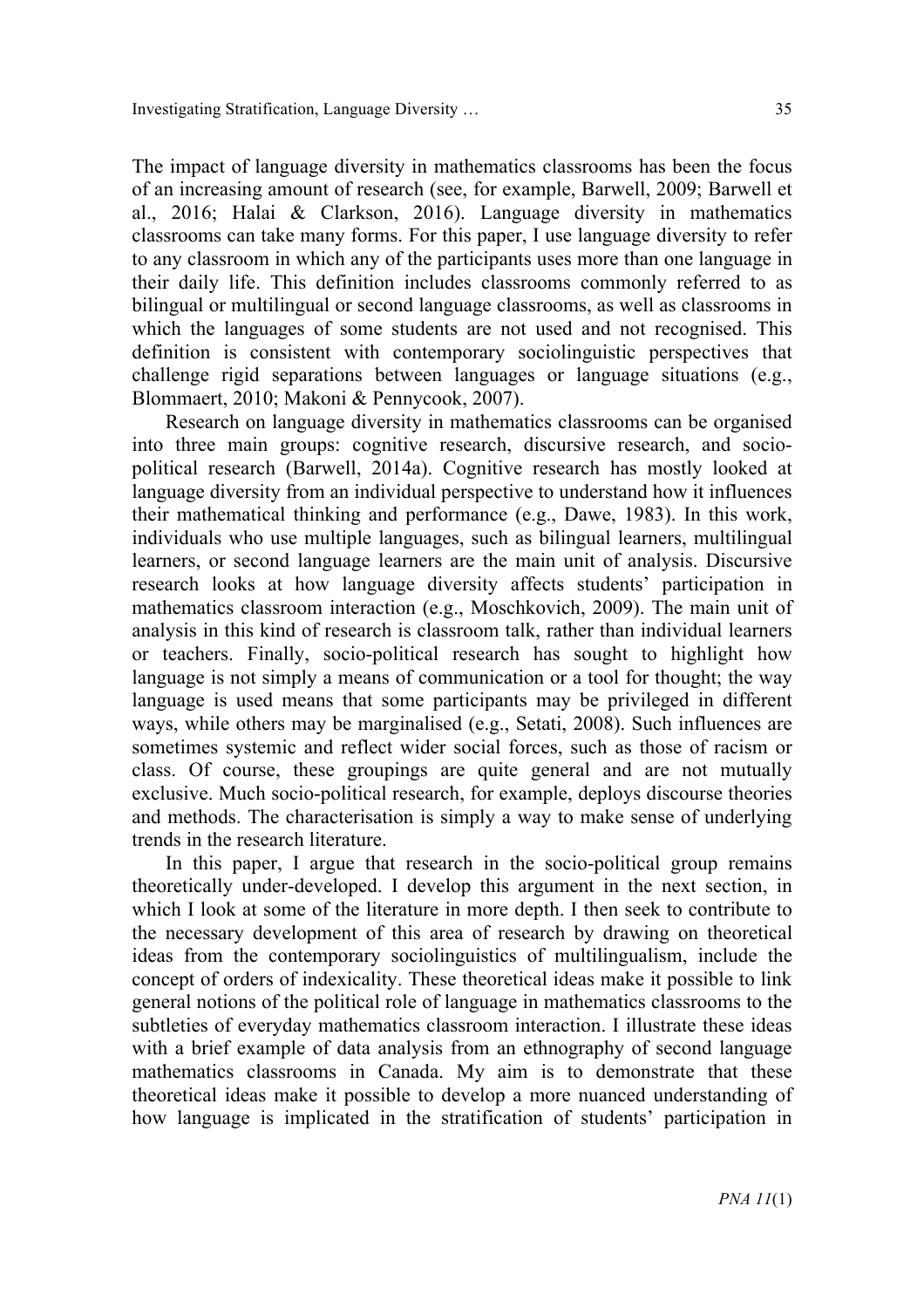The impact of language diversity in mathematics classrooms has been the focus of an increasing amount of research (see, for example, Barwell, 2009; Barwell et al., 2016; Halai & Clarkson, 2016). Language diversity in mathematics classrooms can take many forms. For this paper, I use language diversity to refer to any classroom in which any of the participants uses more than one language in their daily life. This definition includes classrooms commonly referred to as bilingual or multilingual or second language classrooms, as well as classrooms in which the languages of some students are not used and not recognised. This definition is consistent with contemporary sociolinguistic perspectives that challenge rigid separations between languages or language situations (e.g., Blommaert, 2010; Makoni & Pennycook, 2007).

Research on language diversity in mathematics classrooms can be organised into three main groups: cognitive research, discursive research, and socio-political research (Barwell, 2014a). Cognitive research has mostly looked at language diversity from an individual perspective to understand how it influences their mathematical thinking and performance (e.g., Dawe, 1983). In this work, individuals who use multiple languages, such as bilingual learners, multilingual learners, or second language learners are the main unit of analysis. Discursive research looks at how language diversity affects students' participation in mathematics classroom interaction (e.g., Moschkovich, 2009). The main unit of analysis in this kind of research is classroom talk, rather than individual learners or teachers. Finally, socio-political research has sought to highlight how language is not simply a means of communication or a tool for thought; the way language is used means that some participants may be privileged in different ways, while others may be marginalised (e.g., Setati, 2008). Such influences are sometimes systemic and reflect wider social forces, such as those of racism or class. Of course, these groupings are quite general and are not mutually exclusive. Much socio-political research, for example, deploys discourse theories and methods. The characterisation is simply a way to make sense of underlying trends in the research literature.

In this paper, I argue that research in the socio-political group remains theoretically under-developed. I develop this argument in the next section, in which I look at some of the literature in more depth. I then seek to contribute to the necessary development of this area of research by drawing on theoretical ideas from the contemporary sociolinguistics of multilingualism, include the concept of orders of indexicality. These theoretical ideas make it possible to link general notions of the political role of language in mathematics classrooms to the subtleties of everyday mathematics classroom interaction. I illustrate these ideas with a brief example of data analysis from an ethnography of second language mathematics classrooms in Canada. My aim is to demonstrate that these theoretical ideas make it possible to develop a more nuanced understanding of how language is implicated in the stratification of students' participation in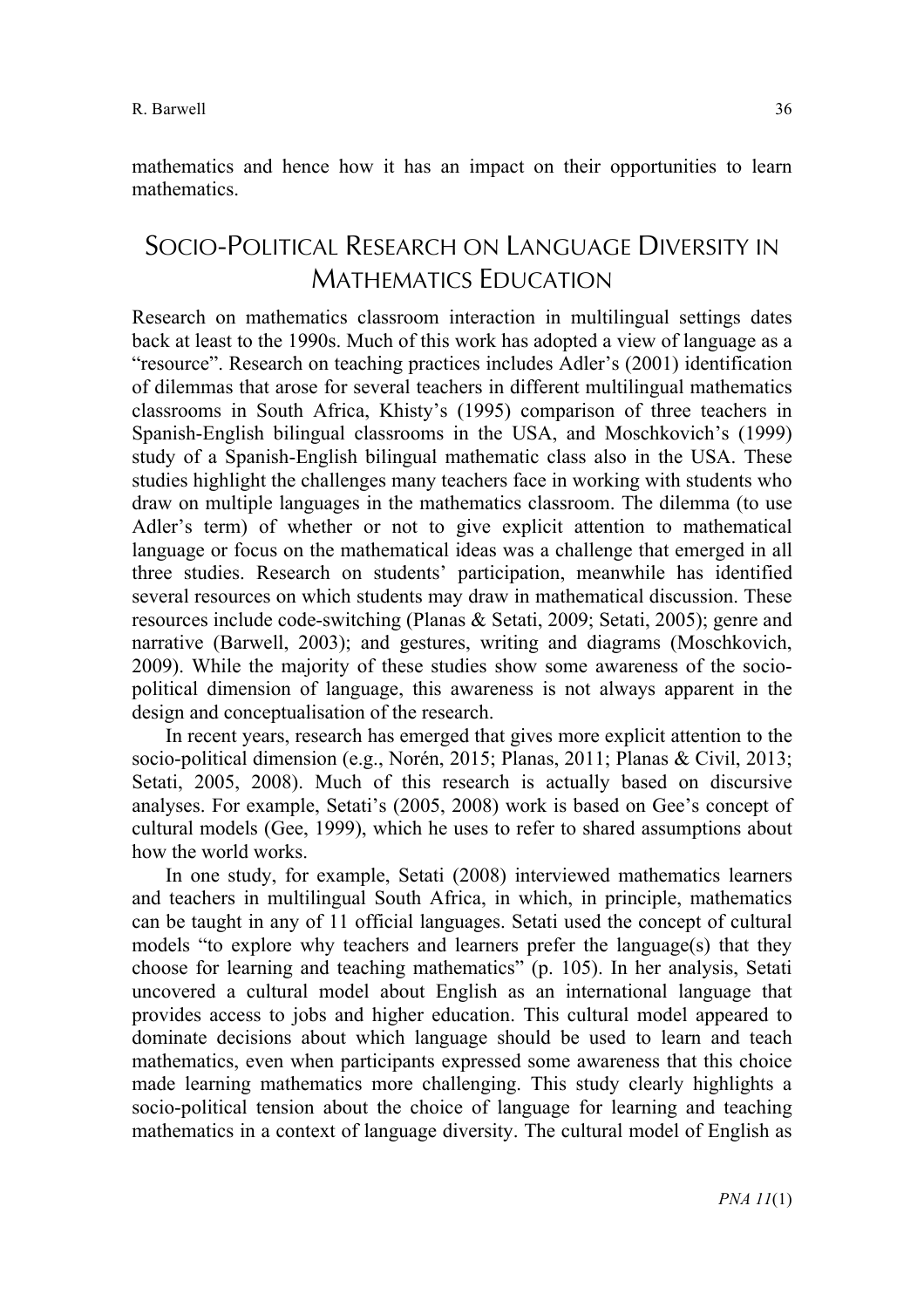mathematics and hence how it has an impact on their opportunities to learn mathematics.

## SOCIO-POLITICAL RESEARCH ON LANGUAGE DIVERSITY IN MATHEMATICS EDUCATION

Research on mathematics classroom interaction in multilingual settings dates back at least to the 1990s. Much of this work has adopted a view of language as a "resource". Research on teaching practices includes Adler's (2001) identification of dilemmas that arose for several teachers in different multilingual mathematics classrooms in South Africa, Khisty's (1995) comparison of three teachers in Spanish-English bilingual classrooms in the USA, and Moschkovich's (1999) study of a Spanish-English bilingual mathematic class also in the USA. These studies highlight the challenges many teachers face in working with students who draw on multiple languages in the mathematics classroom. The dilemma (to use Adler's term) of whether or not to give explicit attention to mathematical language or focus on the mathematical ideas was a challenge that emerged in all three studies. Research on students' participation, meanwhile has identified several resources on which students may draw in mathematical discussion. These resources include code-switching (Planas & Setati, 2009; Setati, 2005); genre and narrative (Barwell, 2003); and gestures, writing and diagrams (Moschkovich, 2009). While the majority of these studies show some awareness of the socio-political dimension of language, this awareness is not always apparent in the design and conceptualisation of the research.

In recent years, research has emerged that gives more explicit attention to the socio-political dimension (e.g., Norén, 2015; Planas, 2011; Planas & Civil, 2013; Setati, 2005, 2008). Much of this research is actually based on discursive analyses. For example, Setati's (2005, 2008) work is based on Gee's concept of cultural models (Gee, 1999), which he uses to refer to shared assumptions about how the world works.

In one study, for example, Setati (2008) interviewed mathematics learners and teachers in multilingual South Africa, in which, in principle, mathematics can be taught in any of 11 official languages. Setati used the concept of cultural models "to explore why teachers and learners prefer the language(s) that they choose for learning and teaching mathematics" (p. 105). In her analysis, Setati uncovered a cultural model about English as an international language that provides access to jobs and higher education. This cultural model appeared to dominate decisions about which language should be used to learn and teach mathematics, even when participants expressed some awareness that this choice made learning mathematics more challenging. This study clearly highlights a socio-political tension about the choice of language for learning and teaching mathematics in a context of language diversity. The cultural model of English as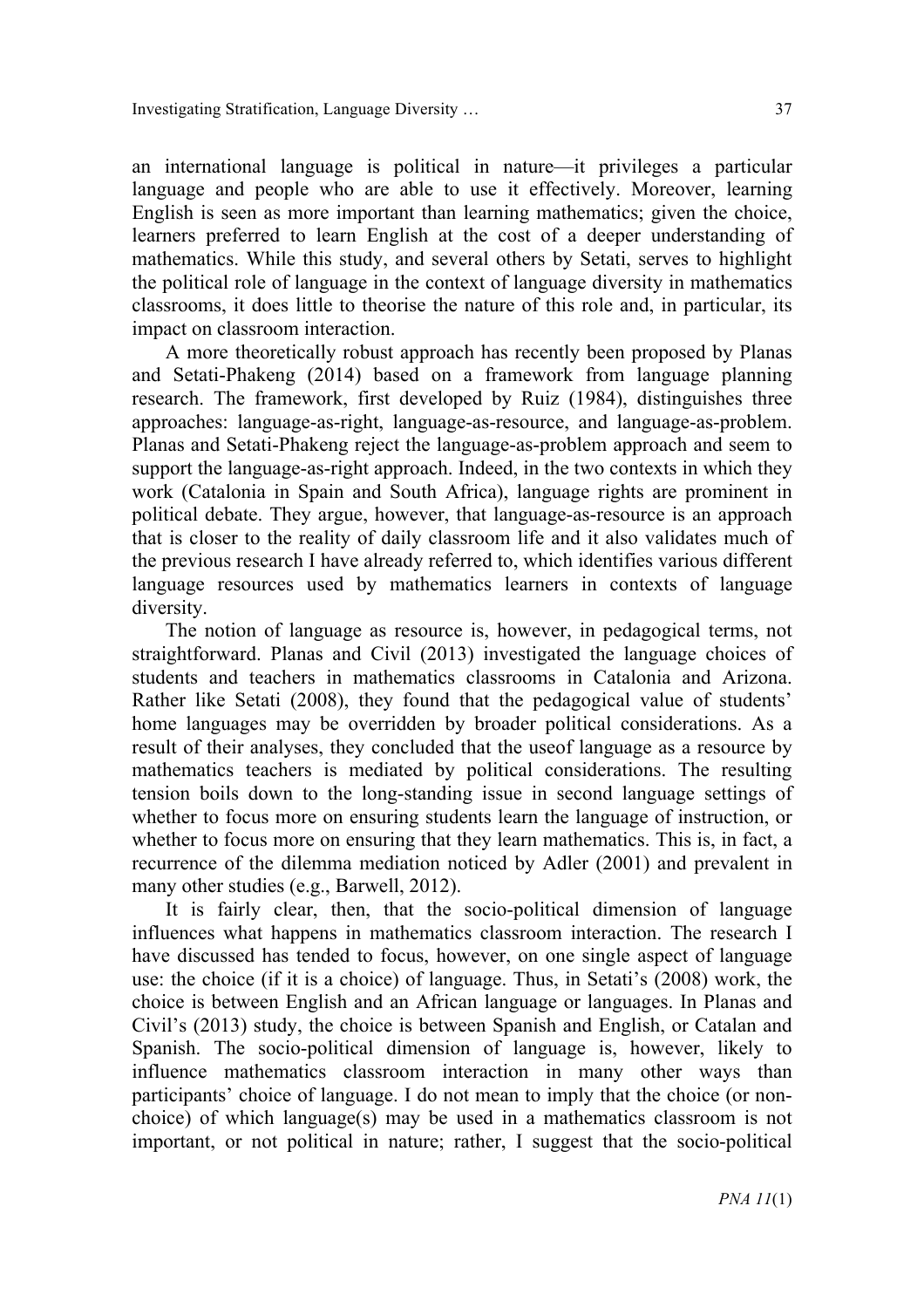an international language is political in nature—it privileges a particular language and people who are able to use it effectively. Moreover, learning English is seen as more important than learning mathematics; given the choice, learners preferred to learn English at the cost of a deeper understanding of mathematics. While this study, and several others by Setati, serves to highlight the political role of language in the context of language diversity in mathematics classrooms, it does little to theorise the nature of this role and, in particular, its impact on classroom interaction.

A more theoretically robust approach has recently been proposed by Planas and Setati-Phakeng (2014) based on a framework from language planning research. The framework, first developed by Ruiz (1984), distinguishes three approaches: language-as-right, language-as-resource, and language-as-problem. Planas and Setati-Phakeng reject the language-as-problem approach and seem to support the language-as-right approach. Indeed, in the two contexts in which they work (Catalonia in Spain and South Africa), language rights are prominent in political debate. They argue, however, that language-as-resource is an approach that is closer to the reality of daily classroom life and it also validates much of the previous research I have already referred to, which identifies various different language resources used by mathematics learners in contexts of language diversity.

The notion of language as resource is, however, in pedagogical terms, not straightforward. Planas and Civil (2013) investigated the language choices of students and teachers in mathematics classrooms in Catalonia and Arizona. Rather like Setati (2008), they found that the pedagogical value of students' home languages may be overridden by broader political considerations. As a result of their analyses, they concluded that the useof language as a resource by mathematics teachers is mediated by political considerations. The resulting tension boils down to the long-standing issue in second language settings of whether to focus more on ensuring students learn the language of instruction, or whether to focus more on ensuring that they learn mathematics. This is, in fact, a recurrence of the dilemma mediation noticed by Adler (2001) and prevalent in many other studies (e.g., Barwell, 2012).

It is fairly clear, then, that the socio-political dimension of language influences what happens in mathematics classroom interaction. The research I have discussed has tended to focus, however, on one single aspect of language use: the choice (if it is a choice) of language. Thus, in Setati's (2008) work, the choice is between English and an African language or languages. In Planas and Civil's (2013) study, the choice is between Spanish and English, or Catalan and Spanish. The socio-political dimension of language is, however, likely to influence mathematics classroom interaction in many other ways than participants' choice of language. I do not mean to imply that the choice (or non-choice) of which language(s) may be used in a mathematics classroom is not important, or not political in nature; rather, I suggest that the socio-political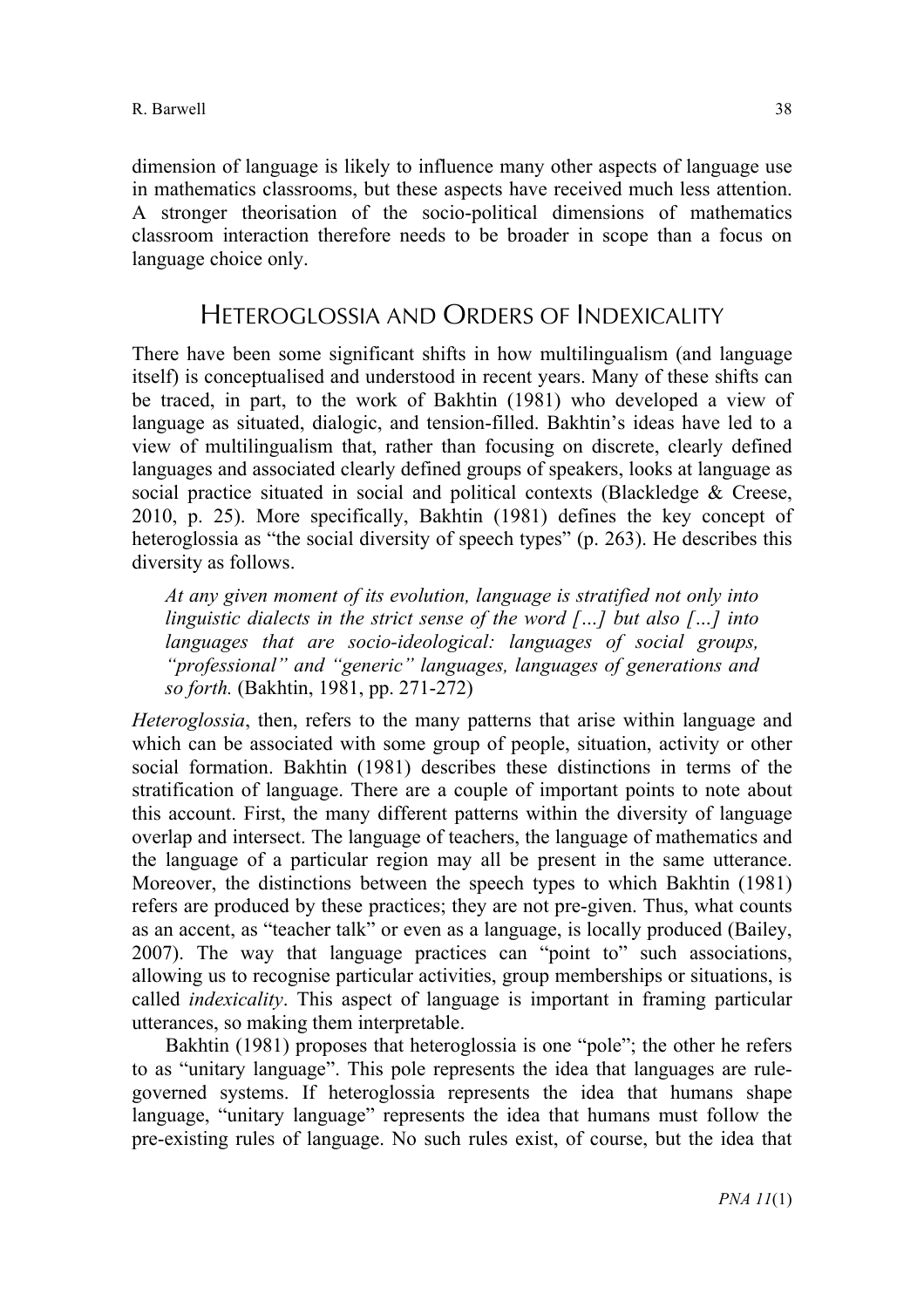dimension of language is likely to influence many other aspects of language use in mathematics classrooms, but these aspects have received much less attention. A stronger theorisation of the socio-political dimensions of mathematics classroom interaction therefore needs to be broader in scope than a focus on language choice only.

## Heteroglossia and Orders of Indexicality

There have been some significant shifts in how multilingualism (and language itself) is conceptualised and understood in recent years. Many of these shifts can be traced, in part, to the work of Bakhtin (1981) who developed a view of language as situated, dialogic, and tension-filled. Bakhtin's ideas have led to a view of multilingualism that, rather than focusing on discrete, clearly defined languages and associated clearly defined groups of speakers, looks at language as social practice situated in social and political contexts (Blackledge & Creese, 2010, p. 25). More specifically, Bakhtin (1981) defines the key concept of heteroglossia as "the social diversity of speech types" (p. 263). He describes this diversity as follows.

> *At any given moment of its evolution, language is stratified not only into linguistic dialects in the strict sense of the word […] but also […] into languages that are socio-ideological: languages of social groups, "professional" and "generic" languages, languages of generations and so forth.* (Bakhtin, 1981, pp. 271-272)

*Heteroglossia*, then, refers to the many patterns that arise within language and which can be associated with some group of people, situation, activity or other social formation. Bakhtin (1981) describes these distinctions in terms of the stratification of language. There are a couple of important points to note about this account. First, the many different patterns within the diversity of language overlap and intersect. The language of teachers, the language of mathematics and the language of a particular region may all be present in the same utterance. Moreover, the distinctions between the speech types to which Bakhtin (1981) refers are produced by these practices; they are not pre-given. Thus, what counts as an accent, as "teacher talk" or even as a language, is locally produced (Bailey, 2007). The way that language practices can "point to" such associations, allowing us to recognise particular activities, group memberships or situations, is called *indexicality*. This aspect of language is important in framing particular utterances, so making them interpretable.

Bakhtin (1981) proposes that heteroglossia is one "pole"; the other he refers to as "unitary language". This pole represents the idea that languages are rule-governed systems. If heteroglossia represents the idea that humans shape language, "unitary language" represents the idea that humans must follow the pre-existing rules of language. No such rules exist, of course, but the idea that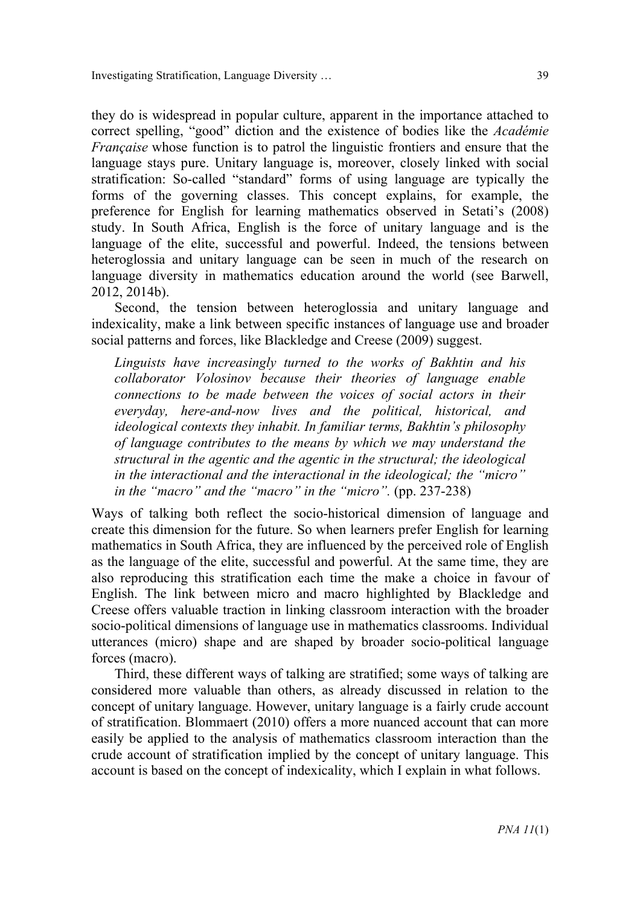they do is widespread in popular culture, apparent in the importance attached to correct spelling, "good" diction and the existence of bodies like the *Académie Française* whose function is to patrol the linguistic frontiers and ensure that the language stays pure. Unitary language is, moreover, closely linked with social stratification: So-called "standard" forms of using language are typically the forms of the governing classes. This concept explains, for example, the preference for English for learning mathematics observed in Setati's (2008) study. In South Africa, English is the force of unitary language and is the language of the elite, successful and powerful. Indeed, the tensions between heteroglossia and unitary language can be seen in much of the research on language diversity in mathematics education around the world (see Barwell, 2012, 2014b).

Second, the tension between heteroglossia and unitary language and indexicality, make a link between specific instances of language use and broader social patterns and forces, like Blackledge and Creese (2009) suggest.

> *Linguists have increasingly turned to the works of Bakhtin and his collaborator Volosinov because their theories of language enable connections to be made between the voices of social actors in their everyday, here-and-now lives and the political, historical, and ideological contexts they inhabit. In familiar terms, Bakhtin's philosophy of language contributes to the means by which we may understand the structural in the agentic and the agentic in the structural; the ideological in the interactional and the interactional in the ideological; the "micro" in the "macro" and the "macro" in the "micro".* (pp. 237-238)

Ways of talking both reflect the socio-historical dimension of language and create this dimension for the future. So when learners prefer English for learning mathematics in South Africa, they are influenced by the perceived role of English as the language of the elite, successful and powerful. At the same time, they are also reproducing this stratification each time the make a choice in favour of English. The link between micro and macro highlighted by Blackledge and Creese offers valuable traction in linking classroom interaction with the broader socio-political dimensions of language use in mathematics classrooms. Individual utterances (micro) shape and are shaped by broader socio-political language forces (macro).

Third, these different ways of talking are stratified; some ways of talking are considered more valuable than others, as already discussed in relation to the concept of unitary language. However, unitary language is a fairly crude account of stratification. Blommaert (2010) offers a more nuanced account that can more easily be applied to the analysis of mathematics classroom interaction than the crude account of stratification implied by the concept of unitary language. This account is based on the concept of indexicality, which I explain in what follows.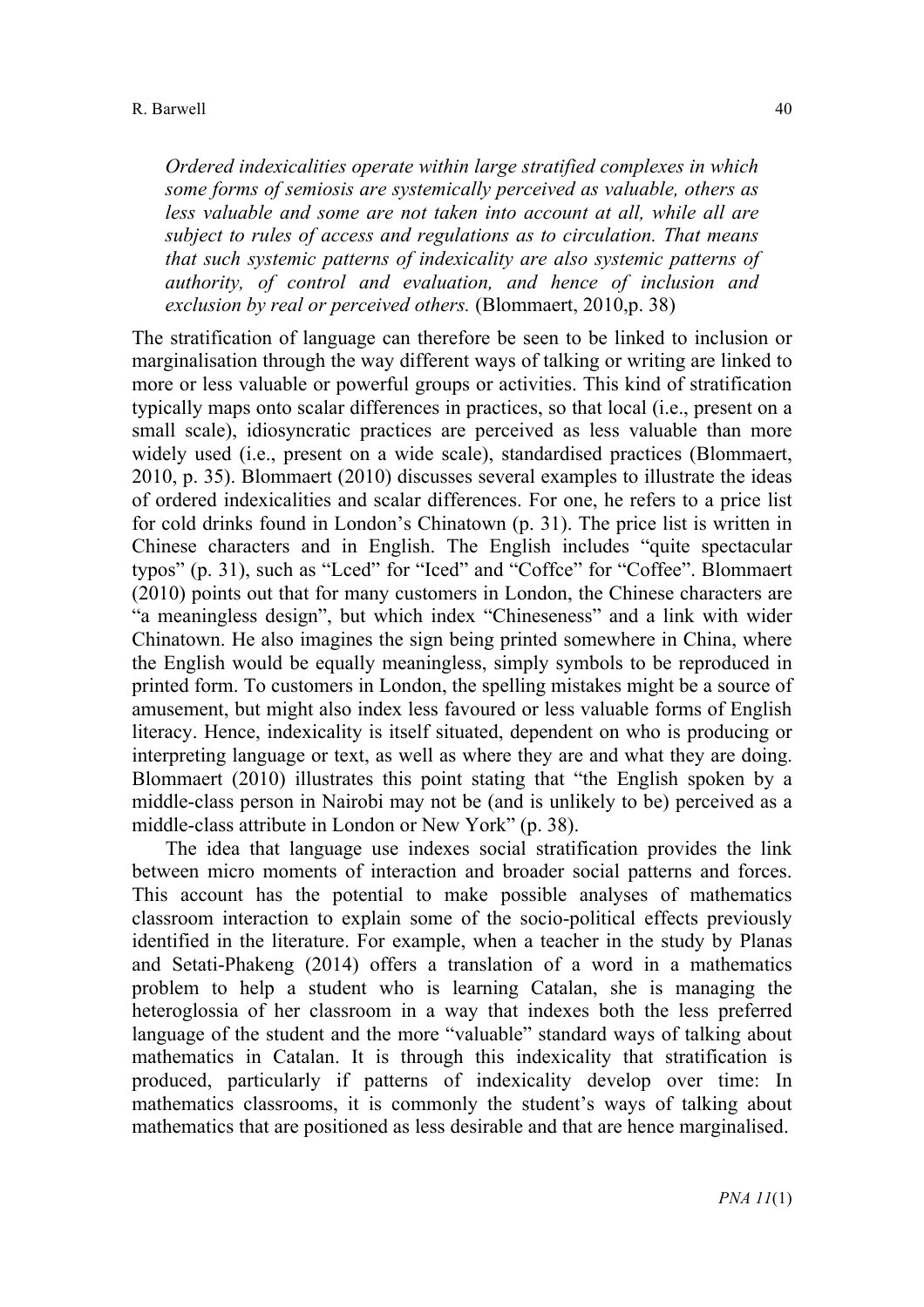> *Ordered indexicalities operate within large stratified complexes in which some forms of semiosis are systemically perceived as valuable, others as less valuable and some are not taken into account at all, while all are subject to rules of access and regulations as to circulation. That means that such systemic patterns of indexicality are also systemic patterns of authority, of control and evaluation, and hence of inclusion and exclusion by real or perceived others.* (Blommaert, 2010,p. 38)

The stratification of language can therefore be seen to be linked to inclusion or marginalisation through the way different ways of talking or writing are linked to more or less valuable or powerful groups or activities. This kind of stratification typically maps onto scalar differences in practices, so that local (i.e., present on a small scale), idiosyncratic practices are perceived as less valuable than more widely used (i.e., present on a wide scale), standardised practices (Blommaert, 2010, p. 35). Blommaert (2010) discusses several examples to illustrate the ideas of ordered indexicalities and scalar differences. For one, he refers to a price list for cold drinks found in London's Chinatown (p. 31). The price list is written in Chinese characters and in English. The English includes "quite spectacular typos" (p. 31), such as "Lced" for "Iced" and "Coffce" for "Coffee". Blommaert (2010) points out that for many customers in London, the Chinese characters are "a meaningless design", but which index "Chineseness" and a link with wider Chinatown. He also imagines the sign being printed somewhere in China, where the English would be equally meaningless, simply symbols to be reproduced in printed form. To customers in London, the spelling mistakes might be a source of amusement, but might also index less favoured or less valuable forms of English literacy. Hence, indexicality is itself situated, dependent on who is producing or interpreting language or text, as well as where they are and what they are doing. Blommaert (2010) illustrates this point stating that "the English spoken by a middle-class person in Nairobi may not be (and is unlikely to be) perceived as a middle-class attribute in London or New York" (p. 38).

The idea that language use indexes social stratification provides the link between micro moments of interaction and broader social patterns and forces. This account has the potential to make possible analyses of mathematics classroom interaction to explain some of the socio-political effects previously identified in the literature. For example, when a teacher in the study by Planas and Setati-Phakeng (2014) offers a translation of a word in a mathematics problem to help a student who is learning Catalan, she is managing the heteroglossia of her classroom in a way that indexes both the less preferred language of the student and the more "valuable" standard ways of talking about mathematics in Catalan. It is through this indexicality that stratification is produced, particularly if patterns of indexicality develop over time: In mathematics classrooms, it is commonly the student's ways of talking about mathematics that are positioned as less desirable and that are hence marginalised.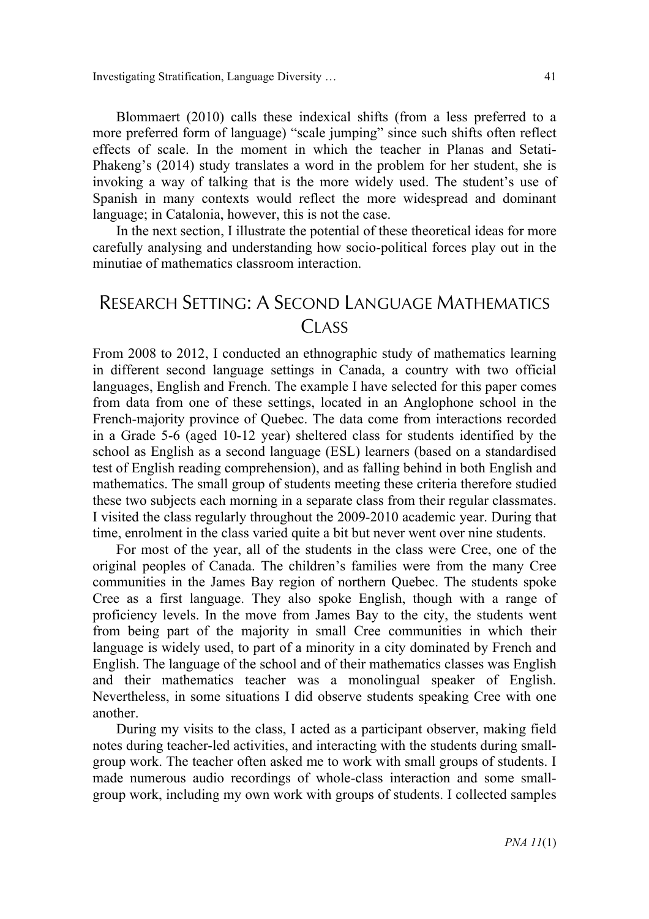Blommaert (2010) calls these indexical shifts (from a less preferred to a more preferred form of language) "scale jumping" since such shifts often reflect effects of scale. In the moment in which the teacher in Planas and Setati-Phakeng's (2014) study translates a word in the problem for her student, she is invoking a way of talking that is the more widely used. The student's use of Spanish in many contexts would reflect the more widespread and dominant language; in Catalonia, however, this is not the case.

In the next section, I illustrate the potential of these theoretical ideas for more carefully analysing and understanding how socio-political forces play out in the minutiae of mathematics classroom interaction.

## RESEARCH SETTING: A SECOND LANGUAGE MATHEMATICS CLASS

From 2008 to 2012, I conducted an ethnographic study of mathematics learning in different second language settings in Canada, a country with two official languages, English and French. The example I have selected for this paper comes from data from one of these settings, located in an Anglophone school in the French-majority province of Quebec. The data come from interactions recorded in a Grade 5-6 (aged 10-12 year) sheltered class for students identified by the school as English as a second language (ESL) learners (based on a standardised test of English reading comprehension), and as falling behind in both English and mathematics. The small group of students meeting these criteria therefore studied these two subjects each morning in a separate class from their regular classmates. I visited the class regularly throughout the 2009-2010 academic year. During that time, enrolment in the class varied quite a bit but never went over nine students.

For most of the year, all of the students in the class were Cree, one of the original peoples of Canada. The children's families were from the many Cree communities in the James Bay region of northern Quebec. The students spoke Cree as a first language. They also spoke English, though with a range of proficiency levels. In the move from James Bay to the city, the students went from being part of the majority in small Cree communities in which their language is widely used, to part of a minority in a city dominated by French and English. The language of the school and of their mathematics classes was English and their mathematics teacher was a monolingual speaker of English. Nevertheless, in some situations I did observe students speaking Cree with one another.

During my visits to the class, I acted as a participant observer, making field notes during teacher-led activities, and interacting with the students during small-group work. The teacher often asked me to work with small groups of students. I made numerous audio recordings of whole-class interaction and some small-group work, including my own work with groups of students. I collected samples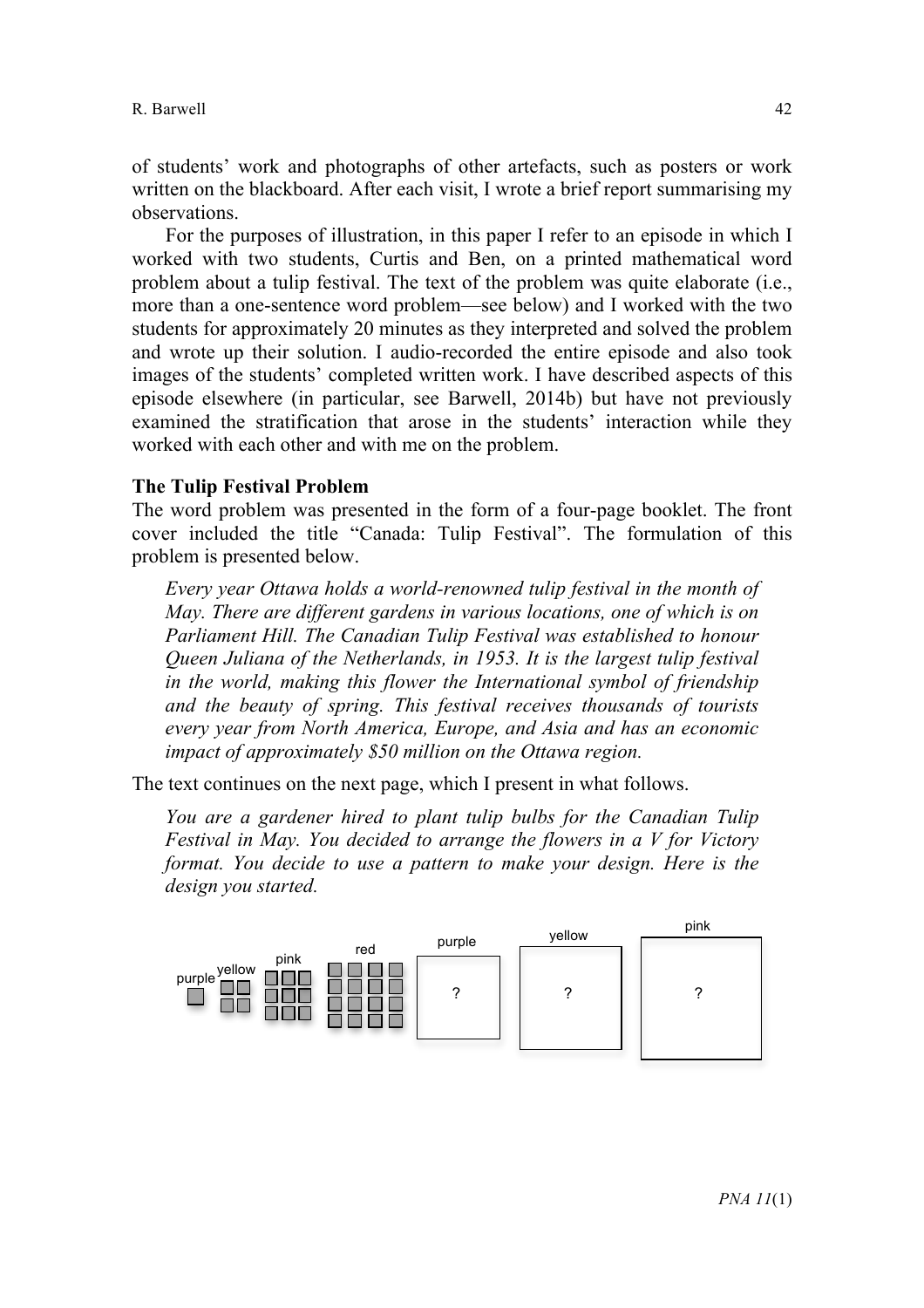of students' work and photographs of other artefacts, such as posters or work written on the blackboard. After each visit, I wrote a brief report summarising my observations.

For the purposes of illustration, in this paper I refer to an episode in which I worked with two students, Curtis and Ben, on a printed mathematical word problem about a tulip festival. The text of the problem was quite elaborate (i.e., more than a one-sentence word problem—see below) and I worked with the two students for approximately 20 minutes as they interpreted and solved the problem and wrote up their solution. I audio-recorded the entire episode and also took images of the students' completed written work. I have described aspects of this episode elsewhere (in particular, see Barwell, 2014b) but have not previously examined the stratification that arose in the students' interaction while they worked with each other and with me on the problem.

**The Tulip Festival Problem**

The word problem was presented in the form of a four-page booklet. The front cover included the title "Canada: Tulip Festival". The formulation of this problem is presented below.

> *Every year Ottawa holds a world-renowned tulip festival in the month of May. There are different gardens in various locations, one of which is on Parliament Hill. The Canadian Tulip Festival was established to honour Queen Juliana of the Netherlands, in 1953. It is the largest tulip festival in the world, making this flower the International symbol of friendship and the beauty of spring. This festival receives thousands of tourists every year from North America, Europe, and Asia and has an economic impact of approximately $50 million on the Ottawa region.*

The text continues on the next page, which I present in what follows.

> *You are a gardener hired to plant tulip bulbs for the Canadian Tulip Festival in May. You decided to arrange the flowers in a V for Victory format. You decide to use a pattern to make your design. Here is the design you started.*

purple yellow pink red purple ? yellow ? pink ?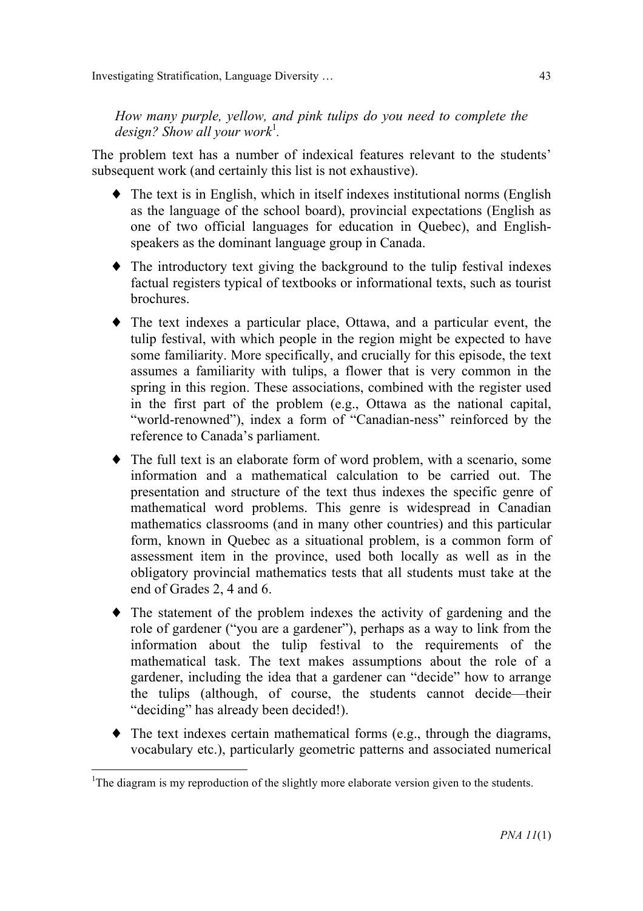*How many purple, yellow, and pink tulips do you need to complete the design? Show all your work*[1].

The problem text has a number of indexical features relevant to the students' subsequent work (and certainly this list is not exhaustive).

- The text is in English, which in itself indexes institutional norms (English as the language of the school board), provincial expectations (English as one of two official languages for education in Quebec), and English-speakers as the dominant language group in Canada.

- The introductory text giving the background to the tulip festival indexes factual registers typical of textbooks or informational texts, such as tourist brochures.

- The text indexes a particular place, Ottawa, and a particular event, the tulip festival, with which people in the region might be expected to have some familiarity. More specifically, and crucially for this episode, the text assumes a familiarity with tulips, a flower that is very common in the spring in this region. These associations, combined with the register used in the first part of the problem (e.g., Ottawa as the national capital, "world-renowned"), index a form of "Canadian-ness" reinforced by the reference to Canada's parliament.

- The full text is an elaborate form of word problem, with a scenario, some information and a mathematical calculation to be carried out. The presentation and structure of the text thus indexes the specific genre of mathematical word problems. This genre is widespread in Canadian mathematics classrooms (and in many other countries) and this particular form, known in Quebec as a situational problem, is a common form of assessment item in the province, used both locally as well as in the obligatory provincial mathematics tests that all students must take at the end of Grades 2, 4 and 6.

- The statement of the problem indexes the activity of gardening and the role of gardener ("you are a gardener"), perhaps as a way to link from the information about the tulip festival to the requirements of the mathematical task. The text makes assumptions about the role of a gardener, including the idea that a gardener can "decide" how to arrange the tulips (although, of course, the students cannot decide—their "deciding" has already been decided!).

- The text indexes certain mathematical forms (e.g., through the diagrams, vocabulary etc.), particularly geometric patterns and associated numerical

[1]The diagram is my reproduction of the slightly more elaborate version given to the students.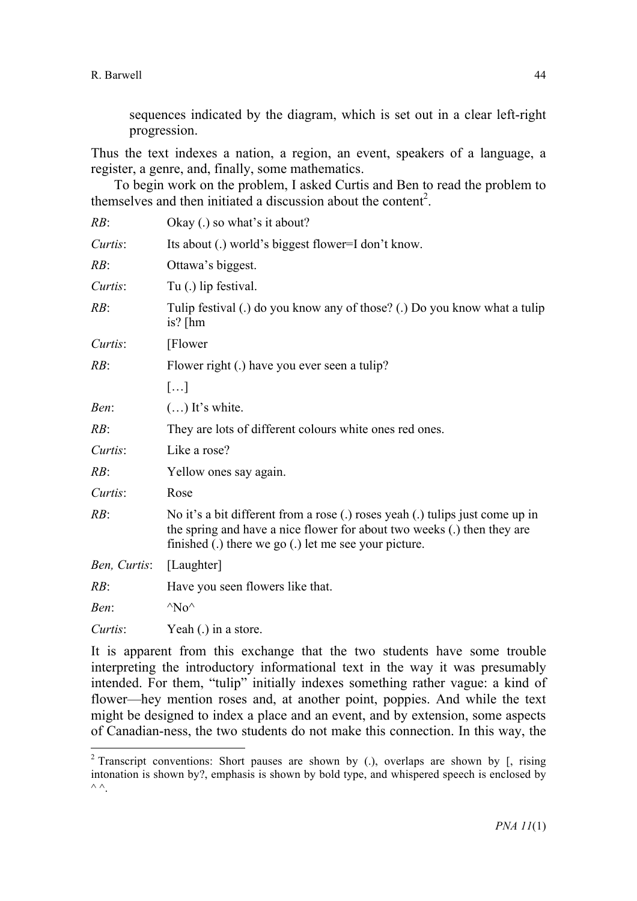sequences indicated by the diagram, which is set out in a clear left-right progression.

Thus the text indexes a nation, a region, an event, speakers of a language, a register, a genre, and, finally, some mathematics.

To begin work on the problem, I asked Curtis and Ben to read the problem to themselves and then initiated a discussion about the content[2].

| | |
|---|---|
| *RB*: | Okay (.) so what's it about? |
| *Curtis*: | Its about (.) world's biggest flower=I don't know. |
| *RB*: | Ottawa's biggest. |
| *Curtis*: | Tu (.) lip festival. |
| *RB*: | Tulip festival (.) do you know any of those? (.) Do you know what a tulip is? [hm |
| *Curtis*: | [Flower |
| *RB*: | Flower right (.) have you ever seen a tulip? |
| | […] |
| *Ben*: | (…) It's white. |
| *RB*: | They are lots of different colours white ones red ones. |
| *Curtis*: | Like a rose? |
| *RB*: | Yellow ones say again. |
| *Curtis*: | Rose |
| *RB*: | No it's a bit different from a rose (.) roses yeah (.) tulips just come up in the spring and have a nice flower for about two weeks (.) then they are finished (.) there we go (.) let me see your picture. |
| *Ben, Curtis*: | [Laughter] |
| *RB*: | Have you seen flowers like that. |
| *Ben*: | ^No^ |
| *Curtis*: | Yeah (.) in a store. |

It is apparent from this exchange that the two students have some trouble interpreting the introductory informational text in the way it was presumably intended. For them, "tulip" initially indexes something rather vague: a kind of flower—hey mention roses and, at another point, poppies. And while the text might be designed to index a place and an event, and by extension, some aspects of Canadian-ness, the two students do not make this connection. In this way, the

---

[2] Transcript conventions: Short pauses are shown by (.), overlaps are shown by [, rising intonation is shown by?, emphasis is shown by bold type, and whispered speech is enclosed by ^ ^.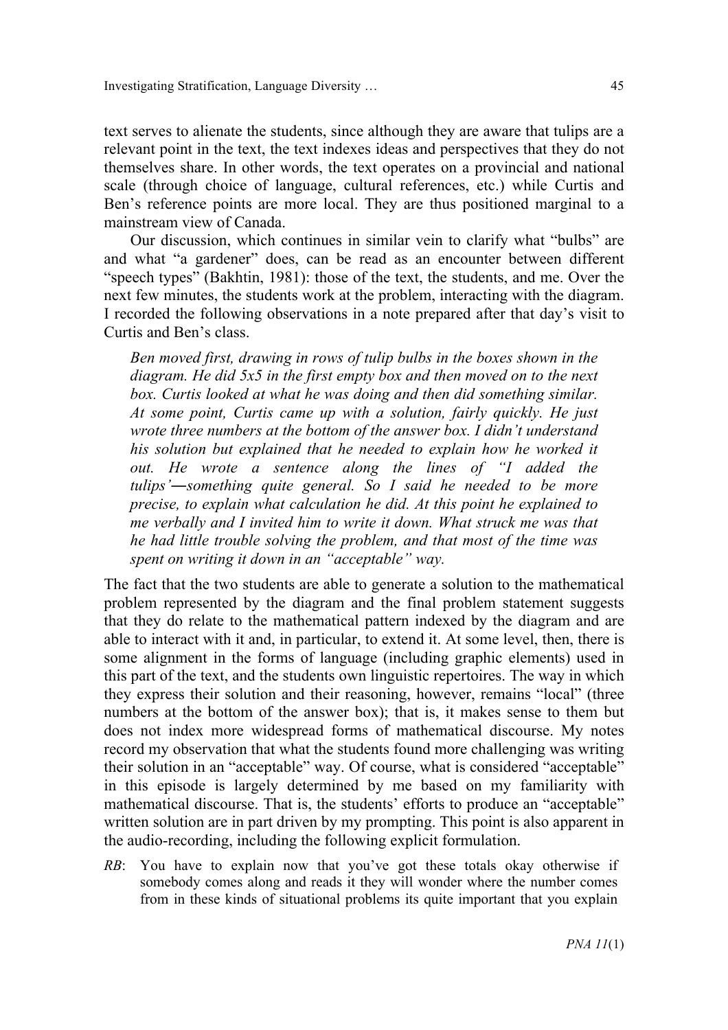text serves to alienate the students, since although they are aware that tulips are a relevant point in the text, the text indexes ideas and perspectives that they do not themselves share. In other words, the text operates on a provincial and national scale (through choice of language, cultural references, etc.) while Curtis and Ben's reference points are more local. They are thus positioned marginal to a mainstream view of Canada.

Our discussion, which continues in similar vein to clarify what "bulbs" are and what "a gardener" does, can be read as an encounter between different "speech types" (Bakhtin, 1981): those of the text, the students, and me. Over the next few minutes, the students work at the problem, interacting with the diagram. I recorded the following observations in a note prepared after that day's visit to Curtis and Ben's class.

> *Ben moved first, drawing in rows of tulip bulbs in the boxes shown in the diagram. He did 5x5 in the first empty box and then moved on to the next box. Curtis looked at what he was doing and then did something similar. At some point, Curtis came up with a solution, fairly quickly. He just wrote three numbers at the bottom of the answer box. I didn't understand his solution but explained that he needed to explain how he worked it out. He wrote a sentence along the lines of "I added the tulips'—something quite general. So I said he needed to be more precise, to explain what calculation he did. At this point he explained to me verbally and I invited him to write it down. What struck me was that he had little trouble solving the problem, and that most of the time was spent on writing it down in an "acceptable" way.*

The fact that the two students are able to generate a solution to the mathematical problem represented by the diagram and the final problem statement suggests that they do relate to the mathematical pattern indexed by the diagram and are able to interact with it and, in particular, to extend it. At some level, then, there is some alignment in the forms of language (including graphic elements) used in this part of the text, and the students own linguistic repertoires. The way in which they express their solution and their reasoning, however, remains "local" (three numbers at the bottom of the answer box); that is, it makes sense to them but does not index more widespread forms of mathematical discourse. My notes record my observation that what the students found more challenging was writing their solution in an "acceptable" way. Of course, what is considered "acceptable" in this episode is largely determined by me based on my familiarity with mathematical discourse. That is, the students' efforts to produce an "acceptable" written solution are in part driven by my prompting. This point is also apparent in the audio-recording, including the following explicit formulation.

*RB*: You have to explain now that you've got these totals okay otherwise if somebody comes along and reads it they will wonder where the number comes from in these kinds of situational problems its quite important that you explain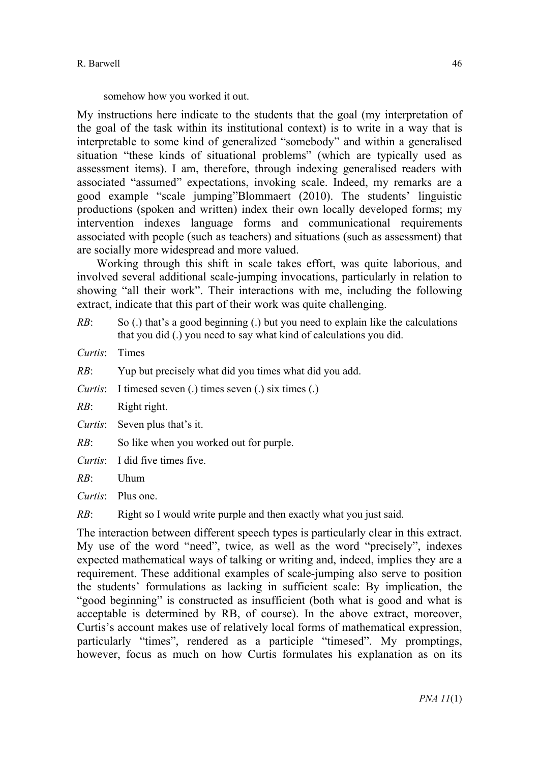somehow how you worked it out.

My instructions here indicate to the students that the goal (my interpretation of the goal of the task within its institutional context) is to write in a way that is interpretable to some kind of generalized "somebody" and within a generalised situation "these kinds of situational problems" (which are typically used as assessment items). I am, therefore, through indexing generalised readers with associated "assumed" expectations, invoking scale. Indeed, my remarks are a good example "scale jumping"Blommaert (2010). The students' linguistic productions (spoken and written) index their own locally developed forms; my intervention indexes language forms and communicational requirements associated with people (such as teachers) and situations (such as assessment) that are socially more widespread and more valued.

Working through this shift in scale takes effort, was quite laborious, and involved several additional scale-jumping invocations, particularly in relation to showing "all their work". Their interactions with me, including the following extract, indicate that this part of their work was quite challenging.

*RB*: So (.) that's a good beginning (.) but you need to explain like the calculations that you did (.) you need to say what kind of calculations you did.

*Curtis*: Times

*RB*: Yup but precisely what did you times what did you add.

*Curtis*: I timesed seven (.) times seven (.) six times (.)

*RB*: Right right.

*Curtis*: Seven plus that's it.

*RB*: So like when you worked out for purple.

*Curtis*: I did five times five.

*RB*: Uhum

*Curtis*: Plus one.

*RB*: Right so I would write purple and then exactly what you just said.

The interaction between different speech types is particularly clear in this extract. My use of the word "need", twice, as well as the word "precisely", indexes expected mathematical ways of talking or writing and, indeed, implies they are a requirement. These additional examples of scale-jumping also serve to position the students' formulations as lacking in sufficient scale: By implication, the "good beginning" is constructed as insufficient (both what is good and what is acceptable is determined by RB, of course). In the above extract, moreover, Curtis's account makes use of relatively local forms of mathematical expression, particularly "times", rendered as a participle "timesed". My promptings, however, focus as much on how Curtis formulates his explanation as on its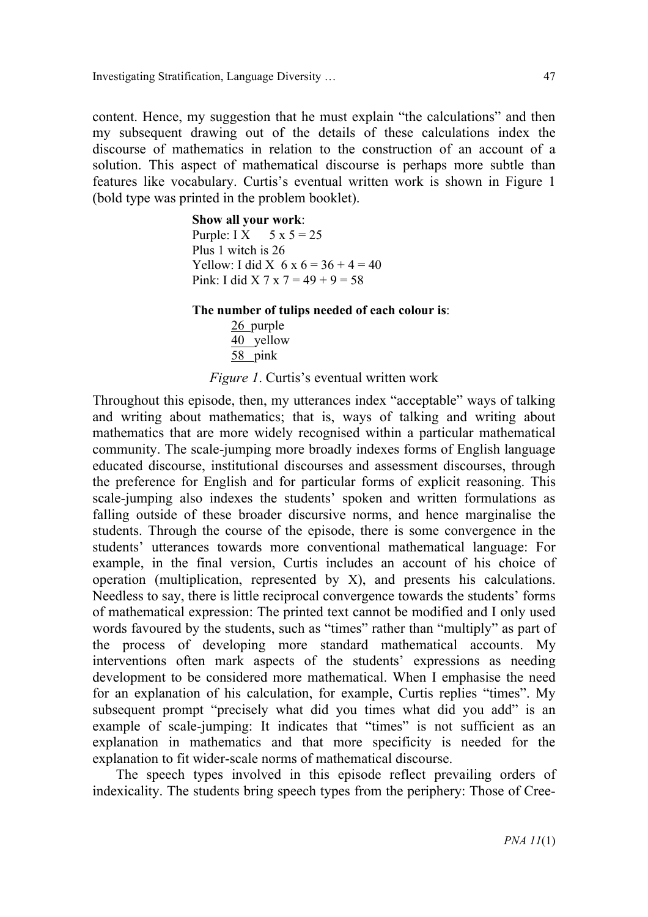content. Hence, my suggestion that he must explain "the calculations" and then my subsequent drawing out of the details of these calculations index the discourse of mathematics in relation to the construction of an account of a solution. This aspect of mathematical discourse is perhaps more subtle than features like vocabulary. Curtis's eventual written work is shown in Figure 1 (bold type was printed in the problem booklet).

> **Show all your work**:
> Purple: I X   5 x 5 = 25
> Plus 1 witch is 26
> Yellow: I did X 6 x 6 = 36 + 4 = 40
> Pink: I did X 7 x 7 = 49 + 9 = 58
>
> **The number of tulips needed of each colour is**:
> 26 purple
> 40 yellow
> 58 pink

*Figure 1*. Curtis's eventual written work

Throughout this episode, then, my utterances index "acceptable" ways of talking and writing about mathematics; that is, ways of talking and writing about mathematics that are more widely recognised within a particular mathematical community. The scale-jumping more broadly indexes forms of English language educated discourse, institutional discourses and assessment discourses, through the preference for English and for particular forms of explicit reasoning. This scale-jumping also indexes the students' spoken and written formulations as falling outside of these broader discursive norms, and hence marginalise the students. Through the course of the episode, there is some convergence in the students' utterances towards more conventional mathematical language: For example, in the final version, Curtis includes an account of his choice of operation (multiplication, represented by X), and presents his calculations. Needless to say, there is little reciprocal convergence towards the students' forms of mathematical expression: The printed text cannot be modified and I only used words favoured by the students, such as "times" rather than "multiply" as part of the process of developing more standard mathematical accounts. My interventions often mark aspects of the students' expressions as needing development to be considered more mathematical. When I emphasise the need for an explanation of his calculation, for example, Curtis replies "times". My subsequent prompt "precisely what did you times what did you add" is an example of scale-jumping: It indicates that "times" is not sufficient as an explanation in mathematics and that more specificity is needed for the explanation to fit wider-scale norms of mathematical discourse.

The speech types involved in this episode reflect prevailing orders of indexicality. The students bring speech types from the periphery: Those of Cree-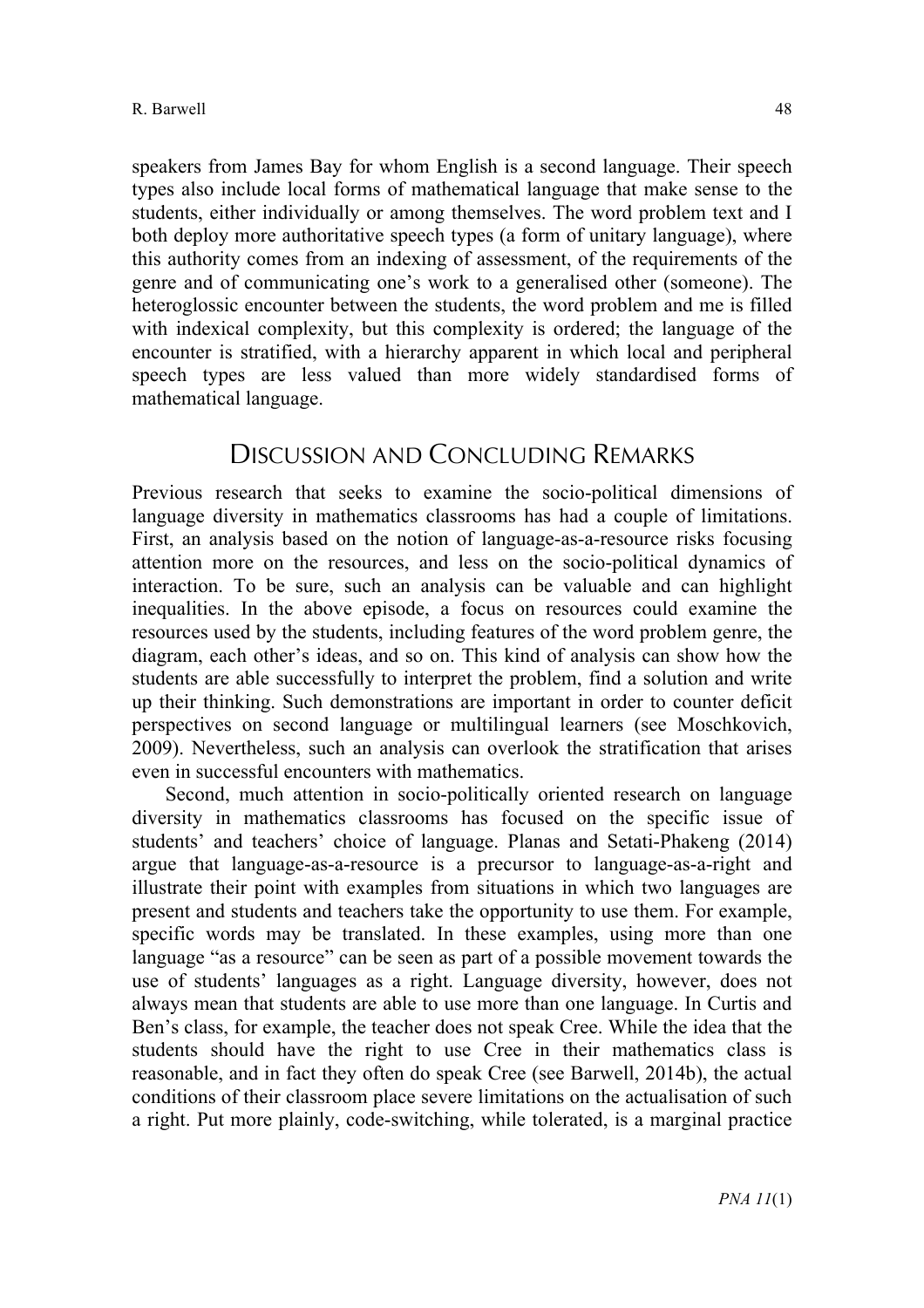speakers from James Bay for whom English is a second language. Their speech types also include local forms of mathematical language that make sense to the students, either individually or among themselves. The word problem text and I both deploy more authoritative speech types (a form of unitary language), where this authority comes from an indexing of assessment, of the requirements of the genre and of communicating one's work to a generalised other (someone). The heteroglossic encounter between the students, the word problem and me is filled with indexical complexity, but this complexity is ordered; the language of the encounter is stratified, with a hierarchy apparent in which local and peripheral speech types are less valued than more widely standardised forms of mathematical language.

## Discussion and Concluding Remarks

Previous research that seeks to examine the socio-political dimensions of language diversity in mathematics classrooms has had a couple of limitations. First, an analysis based on the notion of language-as-a-resource risks focusing attention more on the resources, and less on the socio-political dynamics of interaction. To be sure, such an analysis can be valuable and can highlight inequalities. In the above episode, a focus on resources could examine the resources used by the students, including features of the word problem genre, the diagram, each other's ideas, and so on. This kind of analysis can show how the students are able successfully to interpret the problem, find a solution and write up their thinking. Such demonstrations are important in order to counter deficit perspectives on second language or multilingual learners (see Moschkovich, 2009). Nevertheless, such an analysis can overlook the stratification that arises even in successful encounters with mathematics.

Second, much attention in socio-politically oriented research on language diversity in mathematics classrooms has focused on the specific issue of students' and teachers' choice of language. Planas and Setati-Phakeng (2014) argue that language-as-a-resource is a precursor to language-as-a-right and illustrate their point with examples from situations in which two languages are present and students and teachers take the opportunity to use them. For example, specific words may be translated. In these examples, using more than one language "as a resource" can be seen as part of a possible movement towards the use of students' languages as a right. Language diversity, however, does not always mean that students are able to use more than one language. In Curtis and Ben's class, for example, the teacher does not speak Cree. While the idea that the students should have the right to use Cree in their mathematics class is reasonable, and in fact they often do speak Cree (see Barwell, 2014b), the actual conditions of their classroom place severe limitations on the actualisation of such a right. Put more plainly, code-switching, while tolerated, is a marginal practice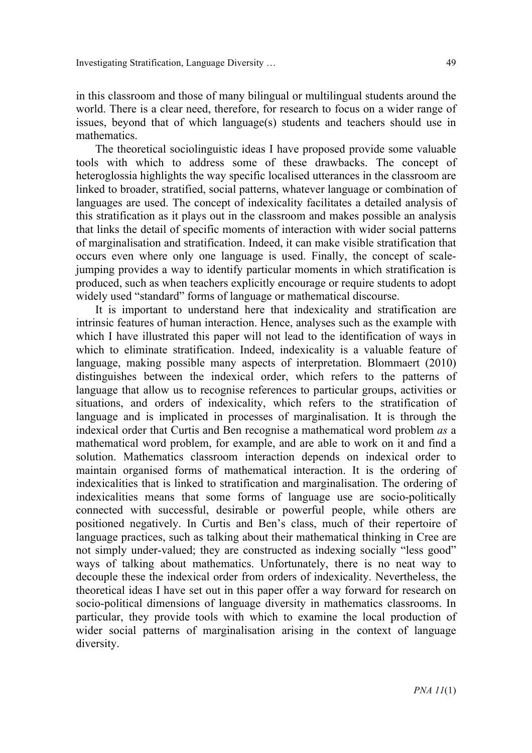in this classroom and those of many bilingual or multilingual students around the world. There is a clear need, therefore, for research to focus on a wider range of issues, beyond that of which language(s) students and teachers should use in mathematics.

The theoretical sociolinguistic ideas I have proposed provide some valuable tools with which to address some of these drawbacks. The concept of heteroglossia highlights the way specific localised utterances in the classroom are linked to broader, stratified, social patterns, whatever language or combination of languages are used. The concept of indexicality facilitates a detailed analysis of this stratification as it plays out in the classroom and makes possible an analysis that links the detail of specific moments of interaction with wider social patterns of marginalisation and stratification. Indeed, it can make visible stratification that occurs even where only one language is used. Finally, the concept of scale-jumping provides a way to identify particular moments in which stratification is produced, such as when teachers explicitly encourage or require students to adopt widely used "standard" forms of language or mathematical discourse.

It is important to understand here that indexicality and stratification are intrinsic features of human interaction. Hence, analyses such as the example with which I have illustrated this paper will not lead to the identification of ways in which to eliminate stratification. Indeed, indexicality is a valuable feature of language, making possible many aspects of interpretation. Blommaert (2010) distinguishes between the indexical order, which refers to the patterns of language that allow us to recognise references to particular groups, activities or situations, and orders of indexicality, which refers to the stratification of language and is implicated in processes of marginalisation. It is through the indexical order that Curtis and Ben recognise a mathematical word problem *as* a mathematical word problem, for example, and are able to work on it and find a solution. Mathematics classroom interaction depends on indexical order to maintain organised forms of mathematical interaction. It is the ordering of indexicalities that is linked to stratification and marginalisation. The ordering of indexicalities means that some forms of language use are socio-politically connected with successful, desirable or powerful people, while others are positioned negatively. In Curtis and Ben's class, much of their repertoire of language practices, such as talking about their mathematical thinking in Cree are not simply under-valued; they are constructed as indexing socially "less good" ways of talking about mathematics. Unfortunately, there is no neat way to decouple these the indexical order from orders of indexicality. Nevertheless, the theoretical ideas I have set out in this paper offer a way forward for research on socio-political dimensions of language diversity in mathematics classrooms. In particular, they provide tools with which to examine the local production of wider social patterns of marginalisation arising in the context of language diversity.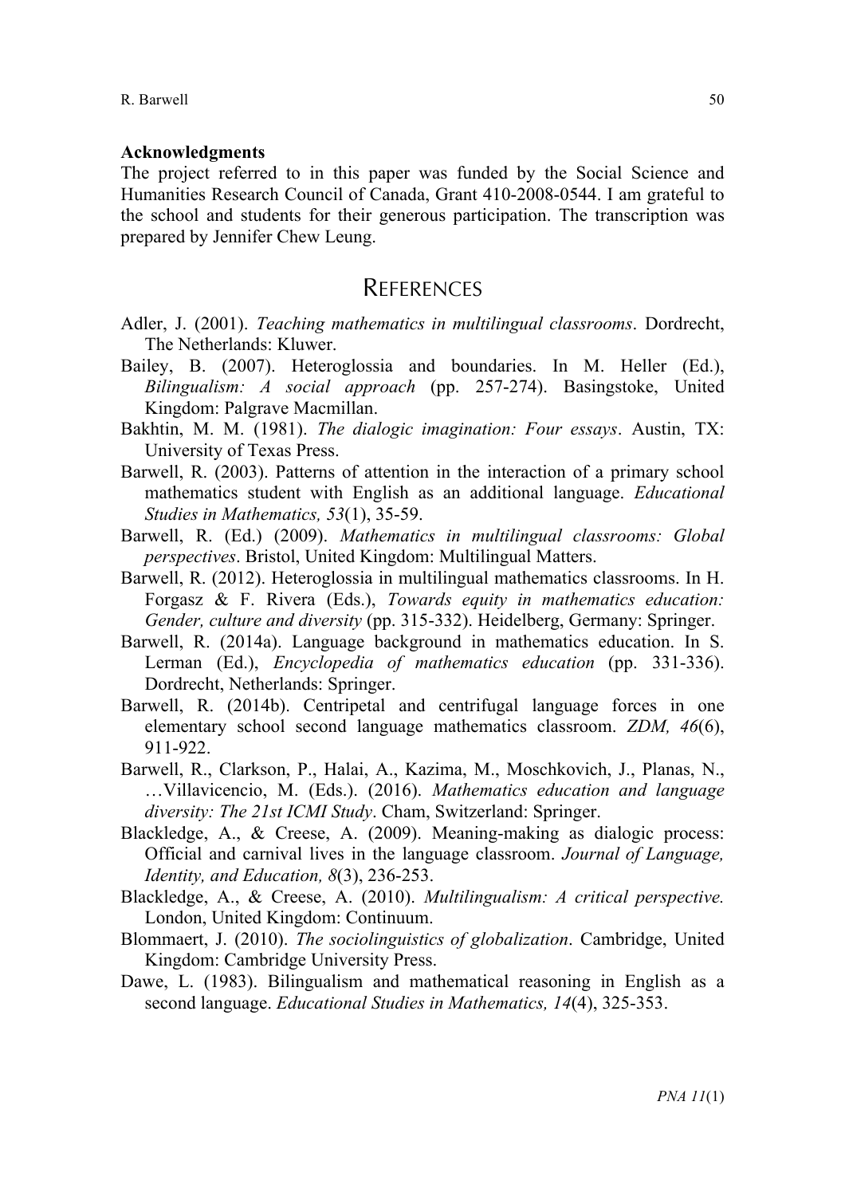**Acknowledgments**

The project referred to in this paper was funded by the Social Science and Humanities Research Council of Canada, Grant 410-2008-0544. I am grateful to the school and students for their generous participation. The transcription was prepared by Jennifer Chew Leung.

## REFERENCES

Adler, J. (2001). *Teaching mathematics in multilingual classrooms*. Dordrecht, The Netherlands: Kluwer.

Bailey, B. (2007). Heteroglossia and boundaries. In M. Heller (Ed.), *Bilingualism: A social approach* (pp. 257-274). Basingstoke, United Kingdom: Palgrave Macmillan.

Bakhtin, M. M. (1981). *The dialogic imagination: Four essays*. Austin, TX: University of Texas Press.

Barwell, R. (2003). Patterns of attention in the interaction of a primary school mathematics student with English as an additional language. *Educational Studies in Mathematics, 53*(1), 35-59.

Barwell, R. (Ed.) (2009). *Mathematics in multilingual classrooms: Global perspectives*. Bristol, United Kingdom: Multilingual Matters.

Barwell, R. (2012). Heteroglossia in multilingual mathematics classrooms. In H. Forgasz & F. Rivera (Eds.), *Towards equity in mathematics education: Gender, culture and diversity* (pp. 315-332). Heidelberg, Germany: Springer.

Barwell, R. (2014a). Language background in mathematics education. In S. Lerman (Ed.), *Encyclopedia of mathematics education* (pp. 331-336). Dordrecht, Netherlands: Springer.

Barwell, R. (2014b). Centripetal and centrifugal language forces in one elementary school second language mathematics classroom. *ZDM, 46*(6), 911-922.

Barwell, R., Clarkson, P., Halai, A., Kazima, M., Moschkovich, J., Planas, N., …Villavicencio, M. (Eds.). (2016). *Mathematics education and language diversity: The 21st ICMI Study*. Cham, Switzerland: Springer.

Blackledge, A., & Creese, A. (2009). Meaning-making as dialogic process: Official and carnival lives in the language classroom. *Journal of Language, Identity, and Education, 8*(3), 236-253.

Blackledge, A., & Creese, A. (2010). *Multilingualism: A critical perspective.* London, United Kingdom: Continuum.

Blommaert, J. (2010). *The sociolinguistics of globalization*. Cambridge, United Kingdom: Cambridge University Press.

Dawe, L. (1983). Bilingualism and mathematical reasoning in English as a second language. *Educational Studies in Mathematics, 14*(4), 325-353.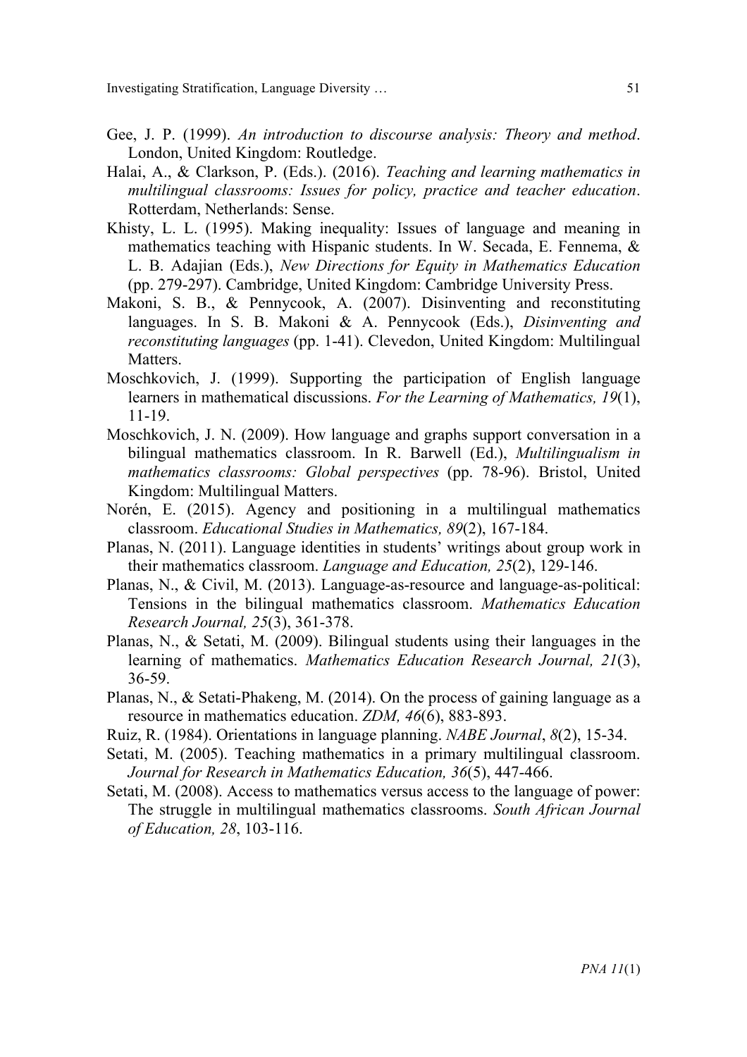Gee, J. P. (1999). *An introduction to discourse analysis: Theory and method*. London, United Kingdom: Routledge.

Halai, A., & Clarkson, P. (Eds.). (2016). *Teaching and learning mathematics in multilingual classrooms: Issues for policy, practice and teacher education*. Rotterdam, Netherlands: Sense.

Khisty, L. L. (1995). Making inequality: Issues of language and meaning in mathematics teaching with Hispanic students. In W. Secada, E. Fennema, & L. B. Adajian (Eds.), *New Directions for Equity in Mathematics Education* (pp. 279-297). Cambridge, United Kingdom: Cambridge University Press.

Makoni, S. B., & Pennycook, A. (2007). Disinventing and reconstituting languages. In S. B. Makoni & A. Pennycook (Eds.), *Disinventing and reconstituting languages* (pp. 1-41). Clevedon, United Kingdom: Multilingual Matters.

Moschkovich, J. (1999). Supporting the participation of English language learners in mathematical discussions. *For the Learning of Mathematics, 19*(1), 11-19.

Moschkovich, J. N. (2009). How language and graphs support conversation in a bilingual mathematics classroom. In R. Barwell (Ed.), *Multilingualism in mathematics classrooms: Global perspectives* (pp. 78-96). Bristol, United Kingdom: Multilingual Matters.

Norén, E. (2015). Agency and positioning in a multilingual mathematics classroom. *Educational Studies in Mathematics, 89*(2), 167-184.

Planas, N. (2011). Language identities in students' writings about group work in their mathematics classroom. *Language and Education, 25*(2), 129-146.

Planas, N., & Civil, M. (2013). Language-as-resource and language-as-political: Tensions in the bilingual mathematics classroom. *Mathematics Education Research Journal, 25*(3), 361-378.

Planas, N., & Setati, M. (2009). Bilingual students using their languages in the learning of mathematics. *Mathematics Education Research Journal, 21*(3), 36-59.

Planas, N., & Setati-Phakeng, M. (2014). On the process of gaining language as a resource in mathematics education. *ZDM, 46*(6), 883-893.

Ruiz, R. (1984). Orientations in language planning. *NABE Journal*, *8*(2), 15-34.

Setati, M. (2005). Teaching mathematics in a primary multilingual classroom. *Journal for Research in Mathematics Education, 36*(5), 447-466.

Setati, M. (2008). Access to mathematics versus access to the language of power: The struggle in multilingual mathematics classrooms. *South African Journal of Education, 28*, 103-116.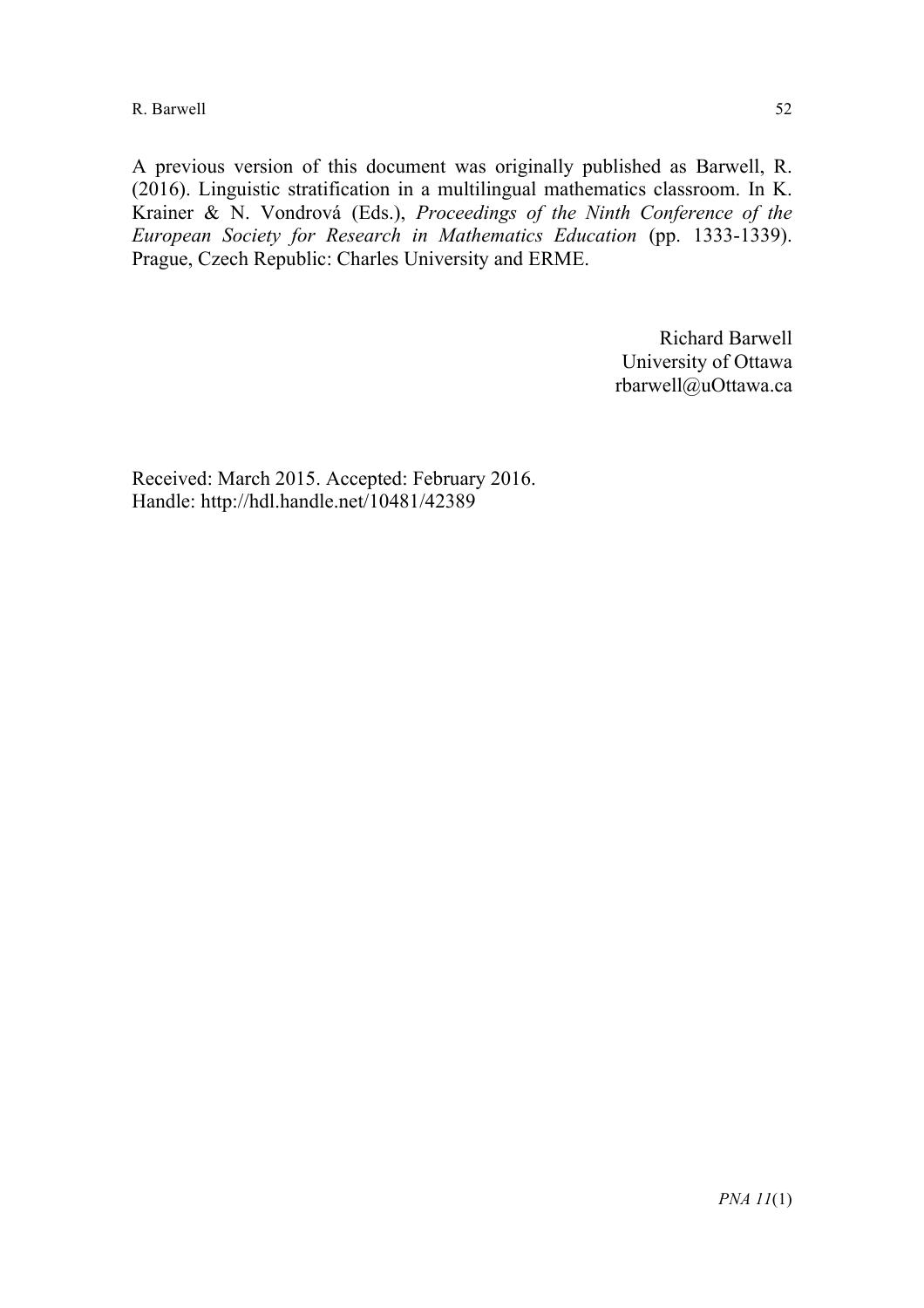A previous version of this document was originally published as Barwell, R. (2016). Linguistic stratification in a multilingual mathematics classroom. In K. Krainer & N. Vondrová (Eds.), *Proceedings of the Ninth Conference of the European Society for Research in Mathematics Education* (pp. 1333-1339). Prague, Czech Republic: Charles University and ERME.

Richard Barwell
University of Ottawa
rbarwell@uOttawa.ca

Received: March 2015. Accepted: February 2016.
Handle: http://hdl.handle.net/10481/42389